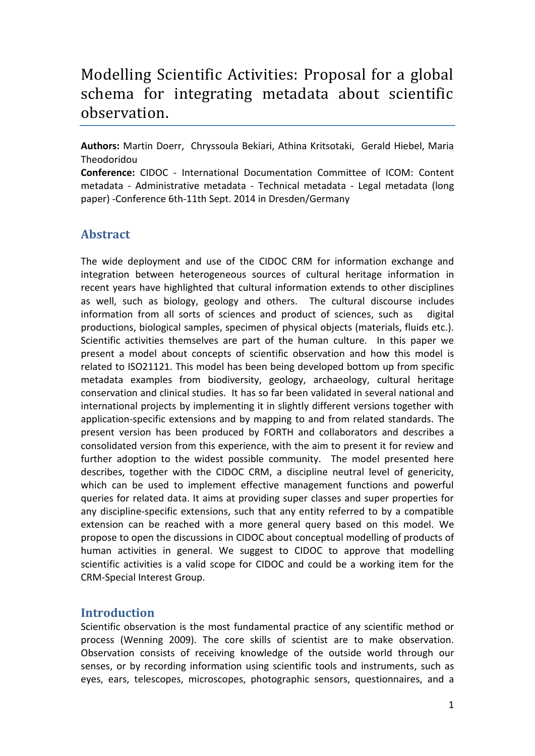# Modelling Scientific Activities: Proposal for a global schema for integrating metadata about scientific observation.

**Authors:** Martin Doerr, Chryssoula Bekiari, Athina Kritsotaki, Gerald Hiebel, Maria Theodoridou

**Conference:** CIDOC - International Documentation Committee of ICOM: Content metadata - Administrative metadata - Technical metadata - Legal metadata (long paper) -Conference 6th-11th Sept. 2014 in Dresden/Germany

## Abstract

The wide deployment and use of the CIDOC CRM for information exchange and integration between heterogeneous sources of cultural heritage information in recent years have highlighted that cultural information extends to other disciplines as well, such as biology, geology and others. The cultural discourse includes information from all sorts of sciences and product of sciences, such as digital productions, biological samples, specimen of physical objects (materials, fluids etc.). Scientific activities themselves are part of the human culture. In this paper we present a model about concepts of scientific observation and how this model is related to ISO21121. This model has been being developed bottom up from specific metadata examples from biodiversity, geology, archaeology, cultural heritage conservation and clinical studies. It has so far been validated in several national and international projects by implementing it in slightly different versions together with application-specific extensions and by mapping to and from related standards. The present version has been produced by FORTH and collaborators and describes a consolidated version from this experience, with the aim to present it for review and further adoption to the widest possible community. The model presented here describes, together with the CIDOC CRM, a discipline neutral level of genericity, which can be used to implement effective management functions and powerful queries for related data. It aims at providing super classes and super properties for any discipline-specific extensions, such that any entity referred to by a compatible extension can be reached with a more general query based on this model. We propose to open the discussions in CIDOC about conceptual modelling of products of human activities in general. We suggest to CIDOC to approve that modelling scientific activities is a valid scope for CIDOC and could be a working item for the CRM-Special Interest Group.

## Introduction

Scientific observation is the most fundamental practice of any scientific method or process (Wenning 2009). The core skills of scientist are to make observation. Observation consists of receiving knowledge of the outside world through our senses, or by recording information using scientific tools and instruments, such as eyes, ears, telescopes, microscopes, photographic sensors, questionnaires, and a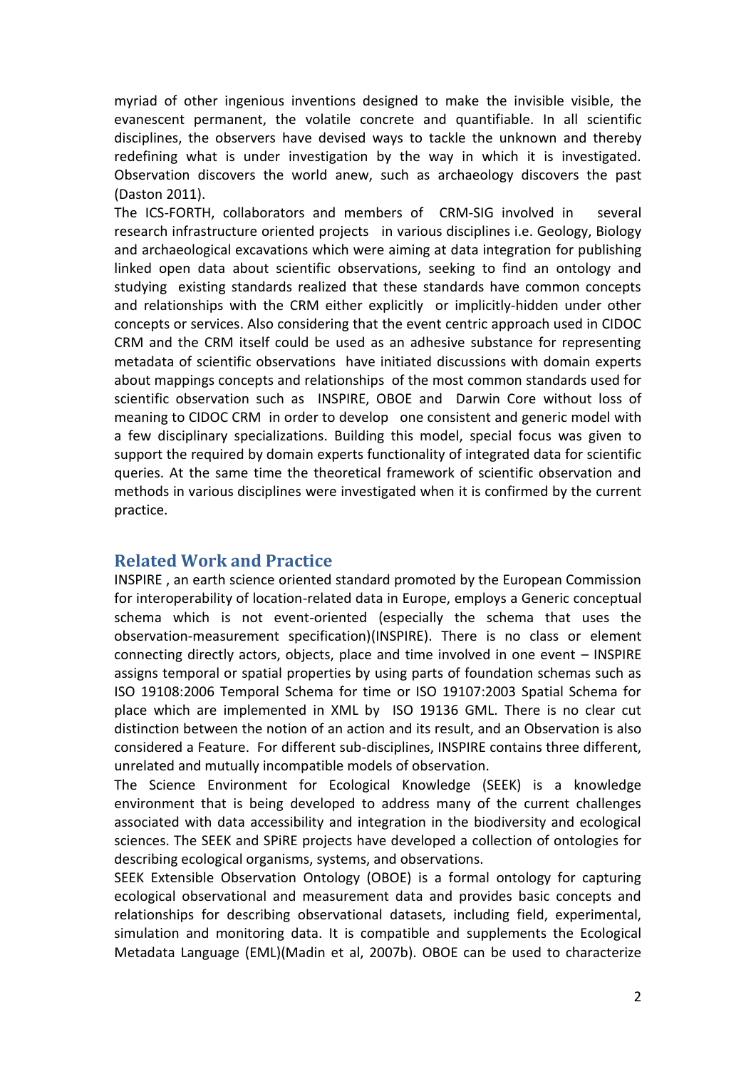myriad of other ingenious inventions designed to make the invisible visible, the evanescent permanent, the volatile concrete and quantifiable. In all scientific disciplines, the observers have devised ways to tackle the unknown and thereby redefining what is under investigation by the way in which it is investigated. Observation discovers the world anew, such as archaeology discovers the past (Daston 2011).

The ICS-FORTH, collaborators and members of CRM-SIG involved in several research infrastructure oriented projects in various disciplines i.e. Geology, Biology and archaeological excavations which were aiming at data integration for publishing linked open data about scientific observations, seeking to find an ontology and studying existing standards realized that these standards have common concepts and relationships with the CRM either explicitly or implicitly-hidden under other concepts or services. Also considering that the event centric approach used in CIDOC CRM and the CRM itself could be used as an adhesive substance for representing metadata of scientific observations have initiated discussions with domain experts about mappings concepts and relationships of the most common standards used for scientific observation such as INSPIRE, OBOE and Darwin Core without loss of meaning to CIDOC CRM in order to develop one consistent and generic model with a few disciplinary specializations. Building this model, special focus was given to support the required by domain experts functionality of integrated data for scientific queries. At the same time the theoretical framework of scientific observation and methods in various disciplines were investigated when it is confirmed by the current practice.

## Related Work and Practice

INSPIRE , an earth science oriented standard promoted by the European Commission for interoperability of location-related data in Europe, employs a Generic conceptual schema which is not event-oriented (especially the schema that uses the observation-measurement specification)(INSPIRE). There is no class or element connecting directly actors, objects, place and time involved in one event – INSPIRE assigns temporal or spatial properties by using parts of foundation schemas such as ISO 19108:2006 Temporal Schema for time or ISO 19107:2003 Spatial Schema for place which are implemented in XML by ISO 19136 GML. There is no clear cut distinction between the notion of an action and its result, and an Observation is also considered a Feature. For different sub-disciplines, INSPIRE contains three different, unrelated and mutually incompatible models of observation.

The Science Environment for Ecological Knowledge (SEEK) is a knowledge environment that is being developed to address many of the current challenges associated with data accessibility and integration in the biodiversity and ecological sciences. The SEEK and SPiRE projects have developed a collection of ontologies for describing ecological organisms, systems, and observations.

SEEK Extensible Observation Ontology (OBOE) is a formal ontology for capturing ecological observational and measurement data and provides basic concepts and relationships for describing observational datasets, including field, experimental, simulation and monitoring data. It is compatible and supplements the Ecological Metadata Language (EML)(Madin et al, 2007b). OBOE can be used to characterize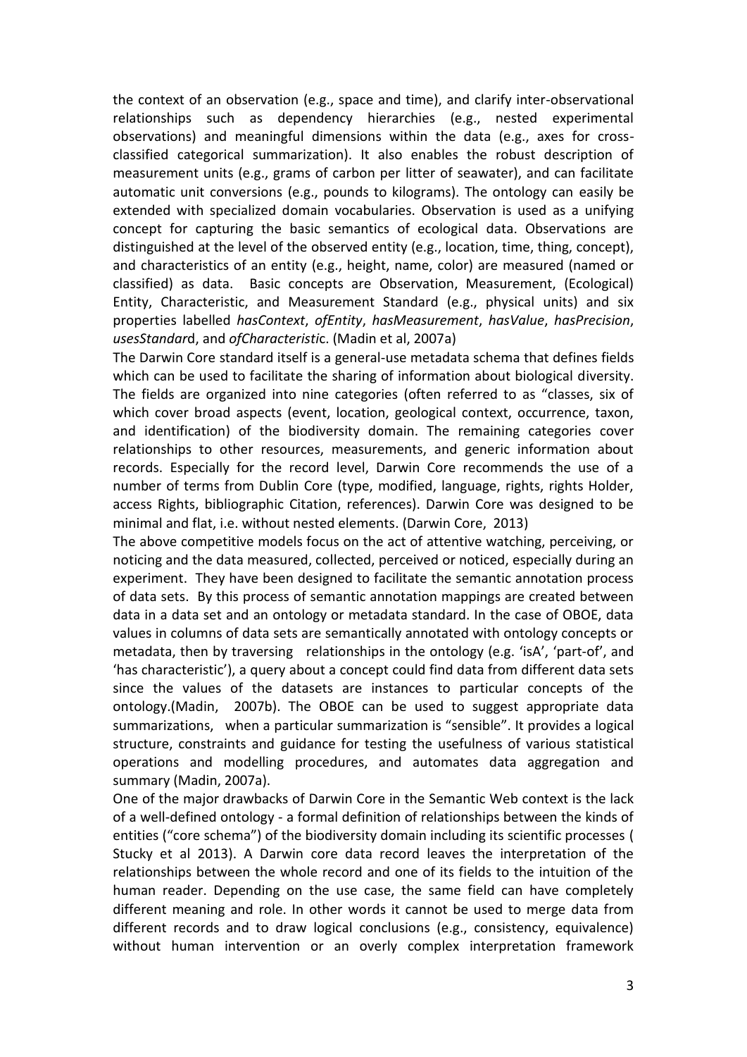the context of an observation (e.g., space and time), and clarify inter-observational relationships such as dependency hierarchies (e.g., nested experimental observations) and meaningful dimensions within the data (e.g., axes for cross-classified categorical summarization). It also enables the robust description of measurement units (e.g., grams of carbon per litter of seawater), and can facilitate automatic unit conversions (e.g., pounds to kilograms). The ontology can easily be extended with specialized domain vocabularies. Observation is used as a unifying concept for capturing the basic semantics of ecological data. Observations are distinguished at the level of the observed entity (e.g., location, time, thing, concept), and characteristics of an entity (e.g., height, name, color) are measured (named or classified) as data. Basic concepts are Observation, Measurement, (Ecological) Entity, Characteristic, and Measurement Standard (e.g., physical units) and six properties labelled *hasContext*, *ofEntity*, *hasMeasurement*, *hasValue*, *hasPrecision*, *usesStandar*d, and *ofCharacteristi*c. (Madin et al, 2007a)

The Darwin Core standard itself is a general-use metadata schema that defines fields which can be used to facilitate the sharing of information about biological diversity. The fields are organized into nine categories (often referred to as "classes, six of which cover broad aspects (event, location, geological context, occurrence, taxon, and identification) of the biodiversity domain. The remaining categories cover relationships to other resources, measurements, and generic information about records. Especially for the record level, Darwin Core recommends the use of a number of terms from Dublin Core (type, modified, language, rights, rights Holder, access Rights, bibliographic Citation, references). Darwin Core was designed to be minimal and flat, i.e. without nested elements. (Darwin Core, 2013)

The above competitive models focus on the act of attentive watching, perceiving, or noticing and the data measured, collected, perceived or noticed, especially during an experiment. They have been designed to facilitate the semantic annotation process of data sets. By this process of semantic annotation mappings are created between data in a data set and an ontology or metadata standard. In the case of OBOE, data values in columns of data sets are semantically annotated with ontology concepts or metadata, then by traversing relationships in the ontology (e.g. 'isA', 'part-of', and 'has characteristic'), a query about a concept could find data from different data sets since the values of the datasets are instances to particular concepts of the ontology.(Madin, 2007b). The OBOE can be used to suggest appropriate data summarizations, when a particular summarization is "sensible". It provides a logical structure, constraints and guidance for testing the usefulness of various statistical operations and modelling procedures, and automates data aggregation and summary (Madin, 2007a).

One of the major drawbacks of Darwin Core in the Semantic Web context is the lack of a well-defined ontology - a formal definition of relationships between the kinds of entities ("core schema") of the biodiversity domain including its scientific processes ( Stucky et al 2013). A Darwin core data record leaves the interpretation of the relationships between the whole record and one of its fields to the intuition of the human reader. Depending on the use case, the same field can have completely different meaning and role. In other words it cannot be used to merge data from different records and to draw logical conclusions (e.g., consistency, equivalence) without human intervention or an overly complex interpretation framework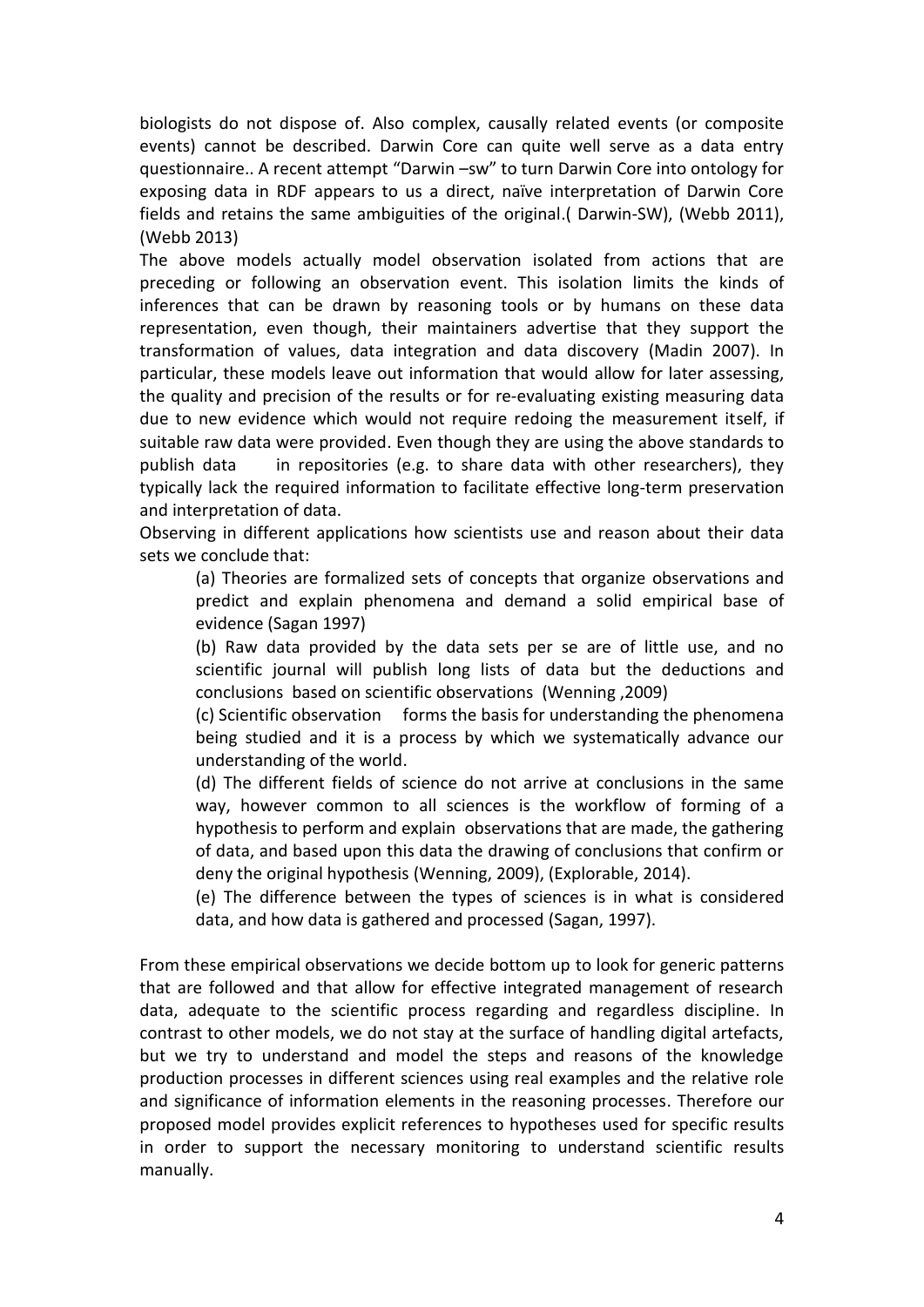biologists do not dispose of. Also complex, causally related events (or composite events) cannot be described. Darwin Core can quite well serve as a data entry questionnaire.. A recent attempt "Darwin –sw" to turn Darwin Core into ontology for exposing data in RDF appears to us a direct, naïve interpretation of Darwin Core fields and retains the same ambiguities of the original.( Darwin-SW), (Webb 2011), (Webb 2013)

The above models actually model observation isolated from actions that are preceding or following an observation event. This isolation limits the kinds of inferences that can be drawn by reasoning tools or by humans on these data representation, even though, their maintainers advertise that they support the transformation of values, data integration and data discovery (Madin 2007). In particular, these models leave out information that would allow for later assessing, the quality and precision of the results or for re-evaluating existing measuring data due to new evidence which would not require redoing the measurement itself, if suitable raw data were provided. Even though they are using the above standards to publish data in repositories (e.g. to share data with other researchers), they typically lack the required information to facilitate effective long-term preservation and interpretation of data.

Observing in different applications how scientists use and reason about their data sets we conclude that:

(a) Theories are formalized sets of concepts that organize observations and predict and explain phenomena and demand a solid empirical base of evidence (Sagan 1997)

(b) Raw data provided by the data sets per se are of little use, and no scientific journal will publish long lists of data but the deductions and conclusions based on scientific observations (Wenning ,2009)

(c) Scientific observation forms the basis for understanding the phenomena being studied and it is a process by which we systematically advance our understanding of the world.

(d) The different fields of science do not arrive at conclusions in the same way, however common to all sciences is the workflow of forming of a hypothesis to perform and explain observations that are made, the gathering of data, and based upon this data the drawing of conclusions that confirm or deny the original hypothesis (Wenning, 2009), (Explorable, 2014).

(e) The difference between the types of sciences is in what is considered data, and how data is gathered and processed (Sagan, 1997).

From these empirical observations we decide bottom up to look for generic patterns that are followed and that allow for effective integrated management of research data, adequate to the scientific process regarding and regardless discipline. In contrast to other models, we do not stay at the surface of handling digital artefacts, but we try to understand and model the steps and reasons of the knowledge production processes in different sciences using real examples and the relative role and significance of information elements in the reasoning processes. Therefore our proposed model provides explicit references to hypotheses used for specific results in order to support the necessary monitoring to understand scientific results manually.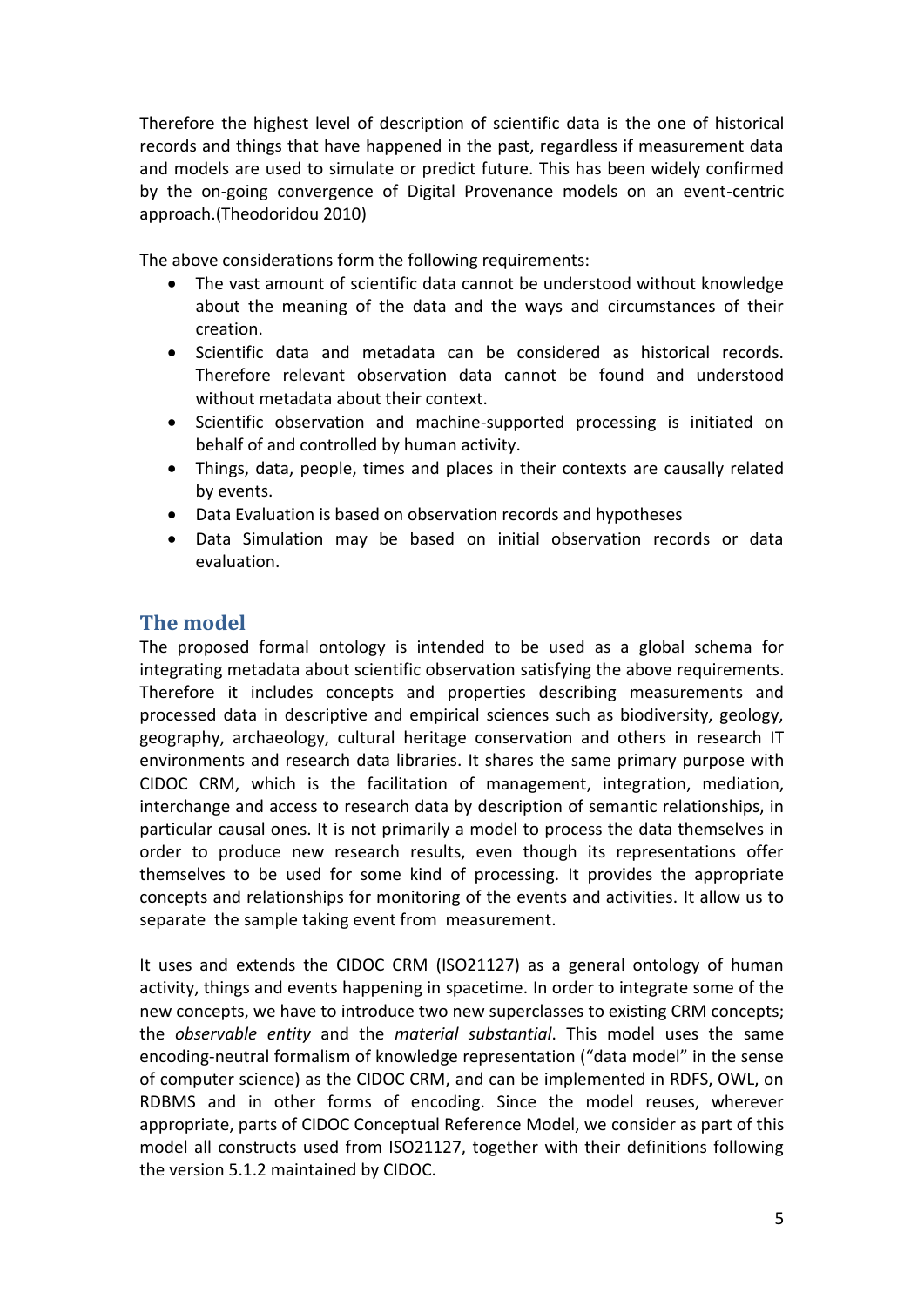Therefore the highest level of description of scientific data is the one of historical records and things that have happened in the past, regardless if measurement data and models are used to simulate or predict future. This has been widely confirmed by the on-going convergence of Digital Provenance models on an event-centric approach.(Theodoridou 2010)

The above considerations form the following requirements:

- The vast amount of scientific data cannot be understood without knowledge about the meaning of the data and the ways and circumstances of their creation.
- Scientific data and metadata can be considered as historical records. Therefore relevant observation data cannot be found and understood without metadata about their context.
- Scientific observation and machine-supported processing is initiated on behalf of and controlled by human activity.
- Things, data, people, times and places in their contexts are causally related by events.
- Data Evaluation is based on observation records and hypotheses
- Data Simulation may be based on initial observation records or data evaluation.

## The model

The proposed formal ontology is intended to be used as a global schema for integrating metadata about scientific observation satisfying the above requirements. Therefore it includes concepts and properties describing measurements and processed data in descriptive and empirical sciences such as biodiversity, geology, geography, archaeology, cultural heritage conservation and others in research IT environments and research data libraries. It shares the same primary purpose with CIDOC CRM, which is the facilitation of management, integration, mediation, interchange and access to research data by description of semantic relationships, in particular causal ones. It is not primarily a model to process the data themselves in order to produce new research results, even though its representations offer themselves to be used for some kind of processing. It provides the appropriate concepts and relationships for monitoring of the events and activities. It allow us to separate the sample taking event from measurement.

It uses and extends the CIDOC CRM (ISO21127) as a general ontology of human activity, things and events happening in spacetime. In order to integrate some of the new concepts, we have to introduce two new superclasses to existing CRM concepts; the *observable entity* and the *material substantial*. This model uses the same encoding-neutral formalism of knowledge representation ("data model" in the sense of computer science) as the CIDOC CRM, and can be implemented in RDFS, OWL, on RDBMS and in other forms of encoding. Since the model reuses, wherever appropriate, parts of CIDOC Conceptual Reference Model, we consider as part of this model all constructs used from ISO21127, together with their definitions following the version 5.1.2 maintained by CIDOC.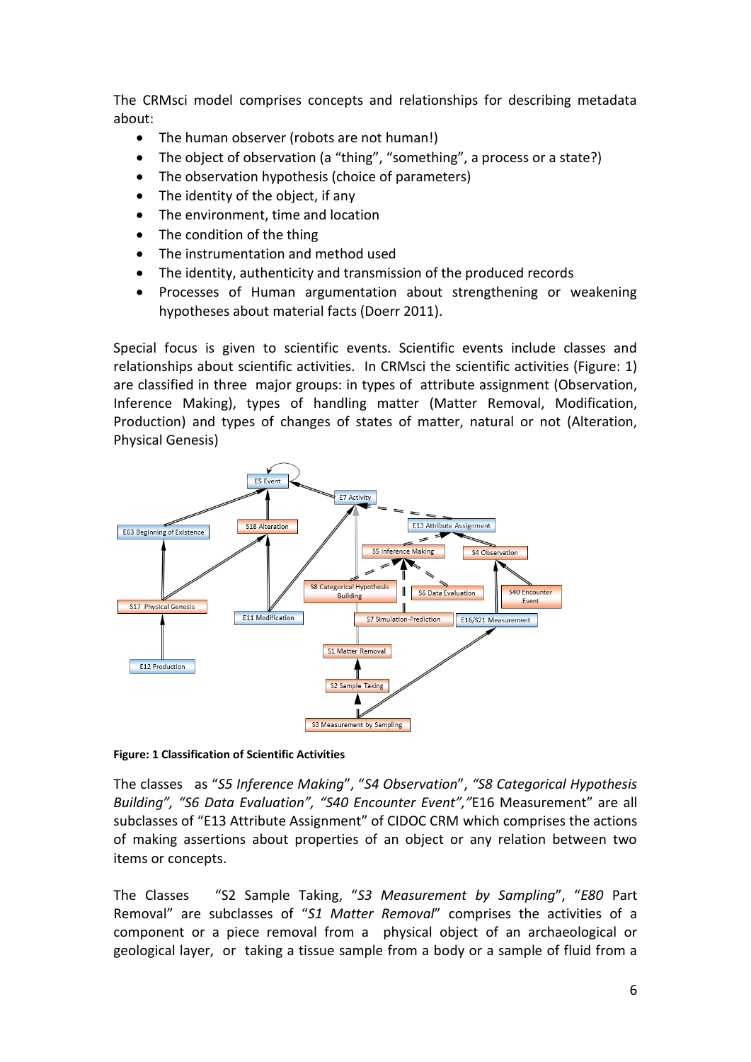The CRMsci model comprises concepts and relationships for describing metadata about:

- The human observer (robots are not human!)
- The object of observation (a “thing”, “something”, a process or a state?)
- The observation hypothesis (choice of parameters)
- The identity of the object, if any
- The environment, time and location
- The condition of the thing
- The instrumentation and method used
- The identity, authenticity and transmission of the produced records
- Processes of Human argumentation about strengthening or weakening hypotheses about material facts (Doerr 2011).

Special focus is given to scientific events. Scientific events include classes and relationships about scientific activities. In CRMsci the scientific activities (Figure: 1) are classified in three major groups: in types of attribute assignment (Observation, Inference Making), types of handling matter (Matter Removal, Modification, Production) and types of changes of states of matter, natural or not (Alteration, Physical Genesis)

**Figure: 1 Classification of Scientific Activities**

The classes as “*S5 Inference Making*”, “*S4 Observation*”, *“S8 Categorical Hypothesis Building”, “S6 Data Evaluation”, “S40 Encounter Event”,”*E16 Measurement” are all subclasses of “E13 Attribute Assignment” of CIDOC CRM which comprises the actions of making assertions about properties of an object or any relation between two items or concepts.

The Classes “S2 Sample Taking, “*S3 Measurement by Sampling*”, “*E80* Part Removal” are subclasses of “*S1 Matter Removal*” comprises the activities of a component or a piece removal from a physical object of an archaeological or geological layer, or taking a tissue sample from a body or a sample of fluid from a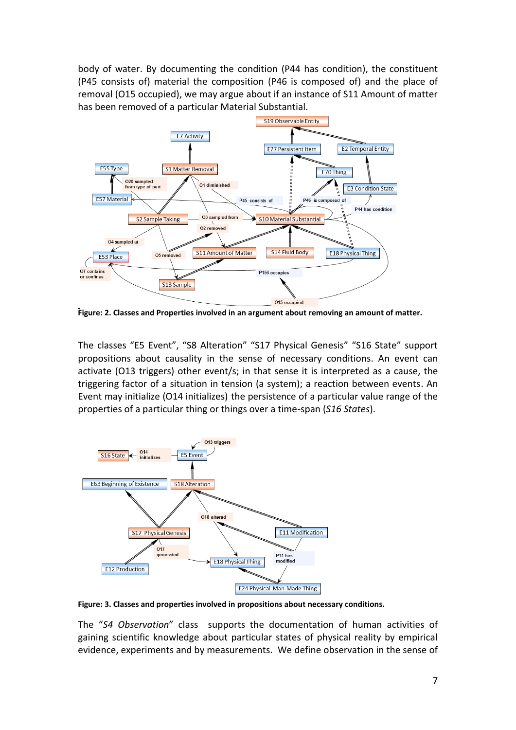body of water. By documenting the condition (P44 has condition), the constituent (P45 consists of) material the composition (P46 is composed of) and the place of removal (O15 occupied), we may argue about if an instance of S11 Amount of matter has been removed of a particular Material Substantial.

S19 Observable Entity
E7 Activity
E77 Persistent Item
E2 Temporal Entity
E55 Type
S1 Matter Removal
E70 Thing
O20 sampled from type of part
O1 diminished
E3 Condition State
E57 Material
P45 consists of
P46 is composed of
P44 has condition
S2 Sample Taking
O3 sampled from
S10 Material Substantial
O2 removed
O4 sampled at
S11 Amount of Matter
S14 Fluid Body
E18 Physical Thing
E53 Place
O5 removed
O7 contains or confines
P156 occupies
S13 Sample
O15 occupied

**Figure: 2. Classes and Properties involved in an argument about removing an amount of matter.**

The classes "E5 Event", "S8 Alteration" "S17 Physical Genesis" "S16 State" support propositions about causality in the sense of necessary conditions. An event can activate (O13 triggers) other event/s; in that sense it is interpreted as a cause, the triggering factor of a situation in tension (a system); a reaction between events. An Event may initialize (O14 initializes) the persistence of a particular value range of the properties of a particular thing or things over a time-span (*S16 States*).

O13 triggers
S16 State
O14 initializes
E5 Event
E63 Beginning of Existence
S18 Alteration
O18 altered
S17 Physical Genesis
E11 Modification
O17 generated
P31 has modified
E12 Production
E18 Physical Thing
E24 Physical Man-Made Thing

**Figure: 3. Classes and properties involved in propositions about necessary conditions.**

The "*S4 Observation*" class supports the documentation of human activities of gaining scientific knowledge about particular states of physical reality by empirical evidence, experiments and by measurements. We define observation in the sense of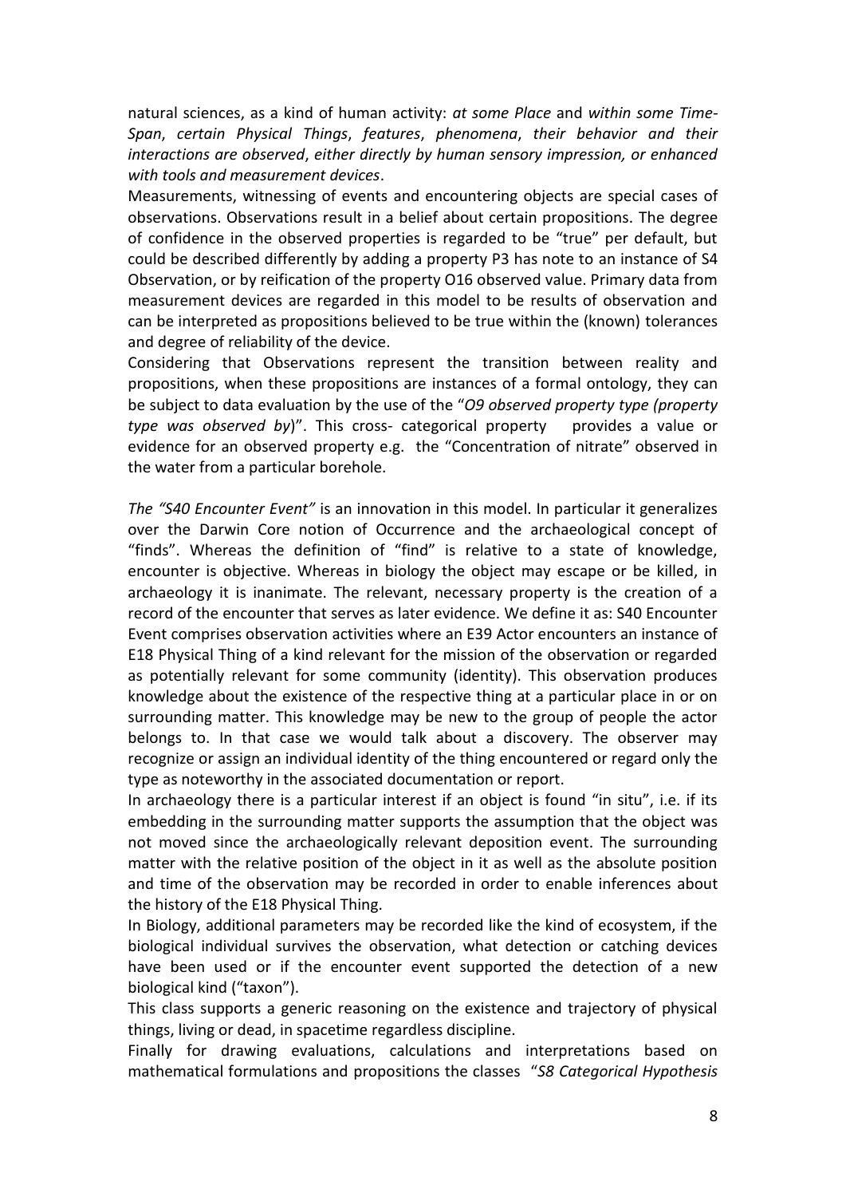natural sciences, as a kind of human activity: *at some Place* and *within some Time-Span*, *certain Physical Things*, *features*, *phenomena*, *their behavior and their interactions are observed*, *either directly by human sensory impression, or enhanced with tools and measurement devices*.

Measurements, witnessing of events and encountering objects are special cases of observations. Observations result in a belief about certain propositions. The degree of confidence in the observed properties is regarded to be "true" per default, but could be described differently by adding a property P3 has note to an instance of S4 Observation, or by reification of the property O16 observed value. Primary data from measurement devices are regarded in this model to be results of observation and can be interpreted as propositions believed to be true within the (known) tolerances and degree of reliability of the device.

Considering that Observations represent the transition between reality and propositions, when these propositions are instances of a formal ontology, they can be subject to data evaluation by the use of the "*O9 observed property type (property type was observed by*)". This cross- categorical property provides a value or evidence for an observed property e.g. the "Concentration of nitrate" observed in the water from a particular borehole.

*The "S40 Encounter Event"* is an innovation in this model. In particular it generalizes over the Darwin Core notion of Occurrence and the archaeological concept of "finds". Whereas the definition of "find" is relative to a state of knowledge, encounter is objective. Whereas in biology the object may escape or be killed, in archaeology it is inanimate. The relevant, necessary property is the creation of a record of the encounter that serves as later evidence. We define it as: S40 Encounter Event comprises observation activities where an E39 Actor encounters an instance of E18 Physical Thing of a kind relevant for the mission of the observation or regarded as potentially relevant for some community (identity). This observation produces knowledge about the existence of the respective thing at a particular place in or on surrounding matter. This knowledge may be new to the group of people the actor belongs to. In that case we would talk about a discovery. The observer may recognize or assign an individual identity of the thing encountered or regard only the type as noteworthy in the associated documentation or report.

In archaeology there is a particular interest if an object is found "in situ", i.e. if its embedding in the surrounding matter supports the assumption that the object was not moved since the archaeologically relevant deposition event. The surrounding matter with the relative position of the object in it as well as the absolute position and time of the observation may be recorded in order to enable inferences about the history of the E18 Physical Thing.

In Biology, additional parameters may be recorded like the kind of ecosystem, if the biological individual survives the observation, what detection or catching devices have been used or if the encounter event supported the detection of a new biological kind ("taxon").

This class supports a generic reasoning on the existence and trajectory of physical things, living or dead, in spacetime regardless discipline.

Finally for drawing evaluations, calculations and interpretations based on mathematical formulations and propositions the classes "*S8 Categorical Hypothesis*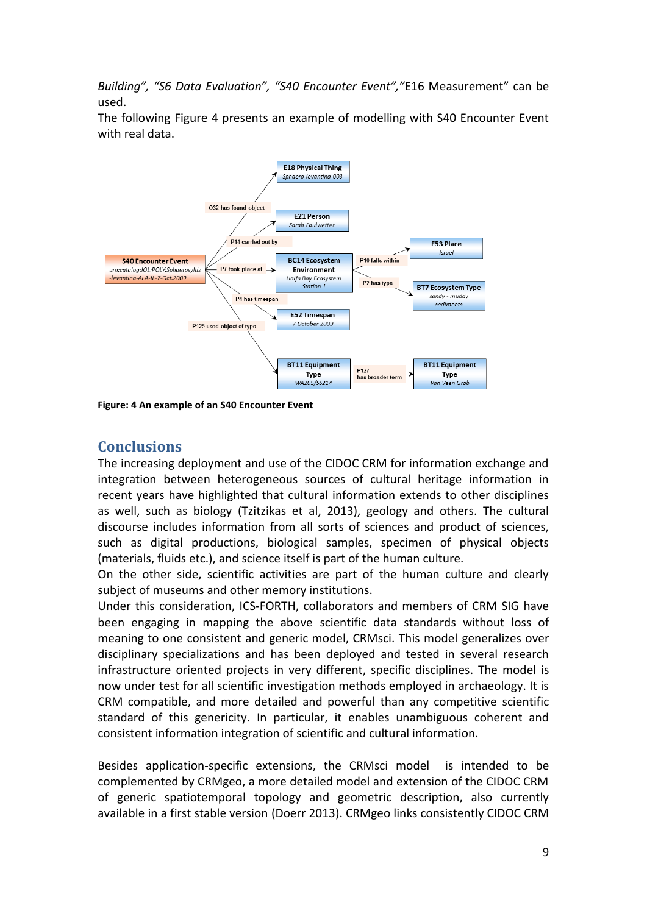*Building", "S6 Data Evaluation", "S40 Encounter Event",*"E16 Measurement" can be used.

The following Figure 4 presents an example of modelling with S40 Encounter Event with real data.

**Figure: 4 An example of an S40 Encounter Event**

## Conclusions

The increasing deployment and use of the CIDOC CRM for information exchange and integration between heterogeneous sources of cultural heritage information in recent years have highlighted that cultural information extends to other disciplines as well, such as biology (Tzitzikas et al, 2013), geology and others. The cultural discourse includes information from all sorts of sciences and product of sciences, such as digital productions, biological samples, specimen of physical objects (materials, fluids etc.), and science itself is part of the human culture.

On the other side, scientific activities are part of the human culture and clearly subject of museums and other memory institutions.

Under this consideration, ICS-FORTH, collaborators and members of CRM SIG have been engaging in mapping the above scientific data standards without loss of meaning to one consistent and generic model, CRMsci. This model generalizes over disciplinary specializations and has been deployed and tested in several research infrastructure oriented projects in very different, specific disciplines. The model is now under test for all scientific investigation methods employed in archaeology. It is CRM compatible, and more detailed and powerful than any competitive scientific standard of this genericity. In particular, it enables unambiguous coherent and consistent information integration of scientific and cultural information.

Besides application-specific extensions, the CRMsci model is intended to be complemented by CRMgeo, a more detailed model and extension of the CIDOC CRM of generic spatiotemporal topology and geometric description, also currently available in a first stable version (Doerr 2013). CRMgeo links consistently CIDOC CRM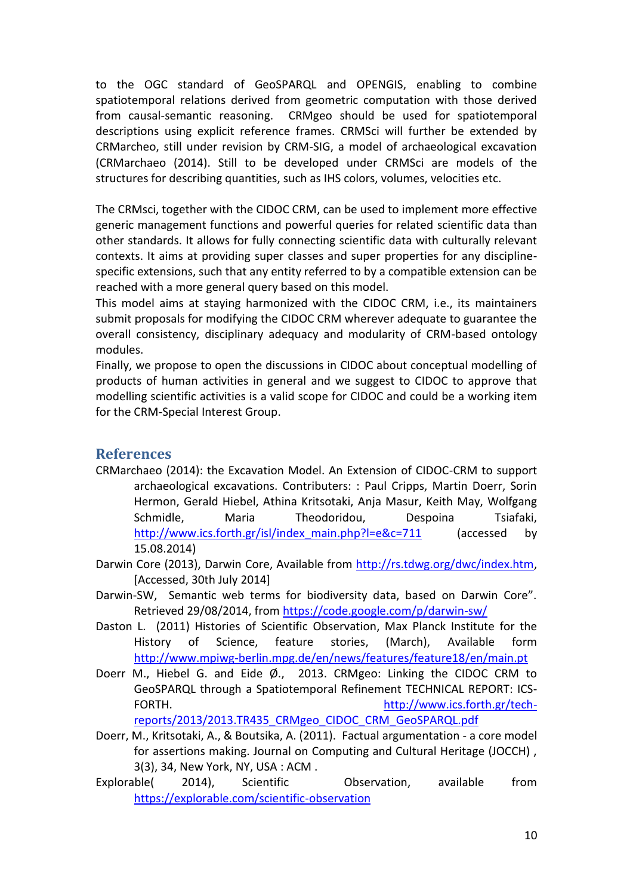to the OGC standard of GeoSPARQL and OPENGIS, enabling to combine spatiotemporal relations derived from geometric computation with those derived from causal-semantic reasoning. CRMgeo should be used for spatiotemporal descriptions using explicit reference frames. CRMSci will further be extended by CRMarcheo, still under revision by CRM-SIG, a model of archaeological excavation (CRMarchaeo (2014). Still to be developed under CRMSci are models of the structures for describing quantities, such as IHS colors, volumes, velocities etc.

The CRMsci, together with the CIDOC CRM, can be used to implement more effective generic management functions and powerful queries for related scientific data than other standards. It allows for fully connecting scientific data with culturally relevant contexts. It aims at providing super classes and super properties for any discipline-specific extensions, such that any entity referred to by a compatible extension can be reached with a more general query based on this model.

This model aims at staying harmonized with the CIDOC CRM, i.e., its maintainers submit proposals for modifying the CIDOC CRM wherever adequate to guarantee the overall consistency, disciplinary adequacy and modularity of CRM-based ontology modules.

Finally, we propose to open the discussions in CIDOC about conceptual modelling of products of human activities in general and we suggest to CIDOC to approve that modelling scientific activities is a valid scope for CIDOC and could be a working item for the CRM-Special Interest Group.

## References

CRMarchaeo (2014): the Excavation Model. An Extension of CIDOC-CRM to support archaeological excavations. Contributers: : Paul Cripps, Martin Doerr, Sorin Hermon, Gerald Hiebel, Athina Kritsotaki, Anja Masur, Keith May, Wolfgang Schmidle, Maria Theodoridou, Despoina Tsiafaki, http://www.ics.forth.gr/isl/index_main.php?l=e&c=711 (accessed by 15.08.2014)

Darwin Core (2013), Darwin Core, Available from http://rs.tdwg.org/dwc/index.htm, [Accessed, 30th July 2014]

Darwin-SW, Semantic web terms for biodiversity data, based on Darwin Core". Retrieved 29/08/2014, from https://code.google.com/p/darwin-sw/

Daston L. (2011) Histories of Scientific Observation, Max Planck Institute for the History of Science, feature stories, (March), Available form http://www.mpiwg-berlin.mpg.de/en/news/features/feature18/en/main.pt

Doerr M., Hiebel G. and Eide Ø., 2013. CRMgeo: Linking the CIDOC CRM to GeoSPARQL through a Spatiotemporal Refinement TECHNICAL REPORT: ICS-FORTH. http://www.ics.forth.gr/tech-reports/2013/2013.TR435_CRMgeo_CIDOC_CRM_GeoSPARQL.pdf

Doerr, M., Kritsotaki, A., & Boutsika, A. (2011). Factual argumentation - a core model for assertions making. Journal on Computing and Cultural Heritage (JOCCH) , 3(3), 34, New York, NY, USA : ACM .

Explorable( 2014), Scientific Observation, available from https://explorable.com/scientific-observation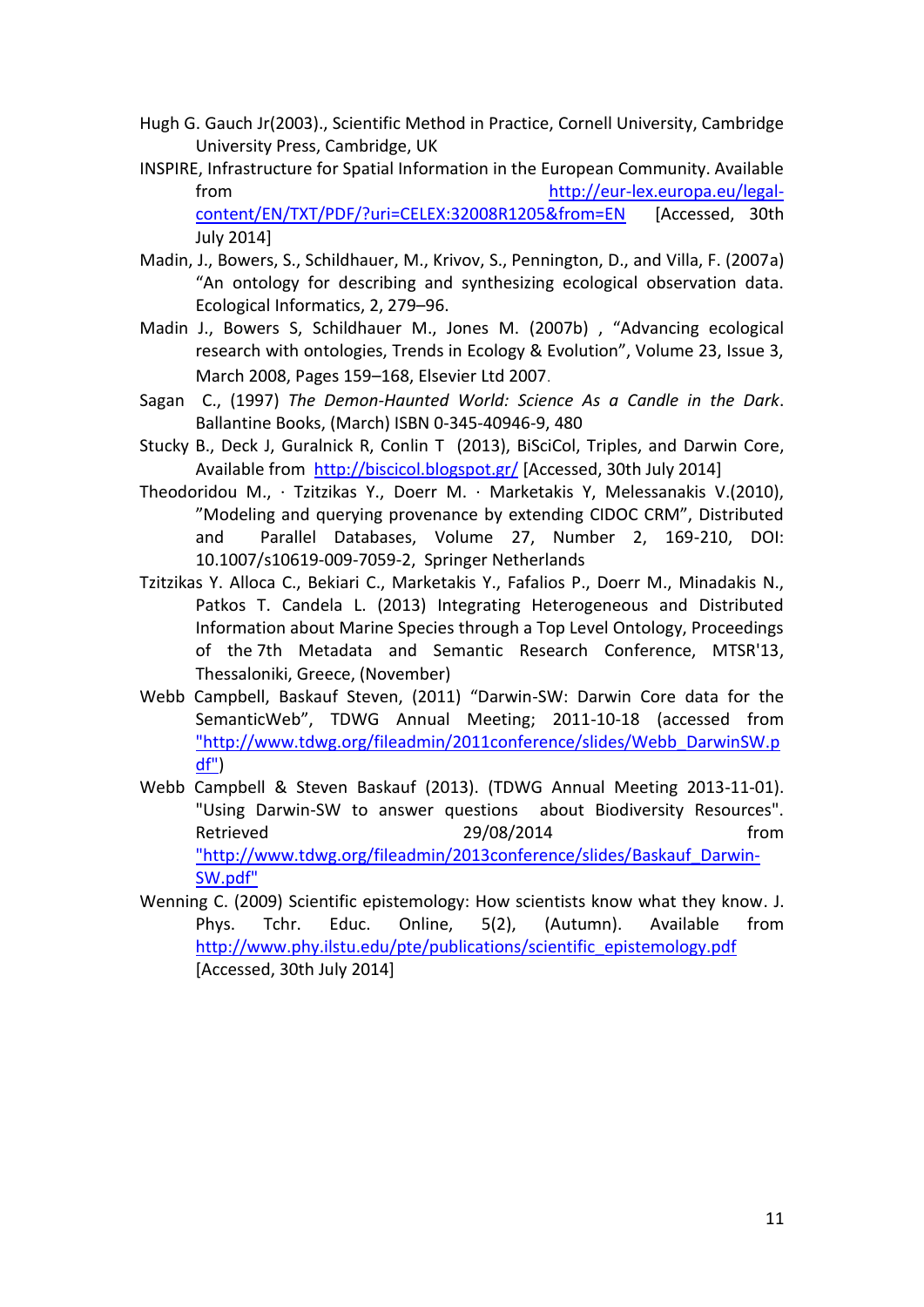Hugh G. Gauch Jr(2003)., Scientific Method in Practice, Cornell University, Cambridge University Press, Cambridge, UK

INSPIRE, Infrastructure for Spatial Information in the European Community. Available from http://eur-lex.europa.eu/legal-content/EN/TXT/PDF/?uri=CELEX:32008R1205&from=EN [Accessed, 30th July 2014]

Madin, J., Bowers, S., Schildhauer, M., Krivov, S., Pennington, D., and Villa, F. (2007a) "An ontology for describing and synthesizing ecological observation data. Ecological Informatics, 2, 279–96.

Madin J., Bowers S, Schildhauer M., Jones M. (2007b) , "Advancing ecological research with ontologies, Trends in Ecology & Evolution", Volume 23, Issue 3, March 2008, Pages 159–168, Elsevier Ltd 2007.

Sagan C., (1997) *The Demon-Haunted World: Science As a Candle in the Dark*. Ballantine Books, (March) ISBN 0-345-40946-9, 480

Stucky B., Deck J, Guralnick R, Conlin T (2013), BiSciCol, Triples, and Darwin Core, Available from http://biscicol.blogspot.gr/ [Accessed, 30th July 2014]

Theodoridou M., · Tzitzikas Y., Doerr M. · Marketakis Y, Melessanakis V.(2010), "Modeling and querying provenance by extending CIDOC CRM", Distributed and Parallel Databases, Volume 27, Number 2, 169-210, DOI: 10.1007/s10619-009-7059-2, Springer Netherlands

Tzitzikas Y. Alloca C., Bekiari C., Marketakis Y., Fafalios P., Doerr M., Minadakis N., Patkos T. Candela L. (2013) Integrating Heterogeneous and Distributed Information about Marine Species through a Top Level Ontology, Proceedings of the 7th Metadata and Semantic Research Conference, MTSR'13, Thessaloniki, Greece, (November)

Webb Campbell, Baskauf Steven, (2011) "Darwin-SW: Darwin Core data for the SemanticWeb", TDWG Annual Meeting; 2011-10-18 (accessed from "http://www.tdwg.org/fileadmin/2011conference/slides/Webb_DarwinSW.pdf")

Webb Campbell & Steven Baskauf (2013). (TDWG Annual Meeting 2013-11-01). "Using Darwin-SW to answer questions about Biodiversity Resources". Retrieved 29/08/2014 from "http://www.tdwg.org/fileadmin/2013conference/slides/Baskauf_Darwin-SW.pdf"

Wenning C. (2009) Scientific epistemology: How scientists know what they know. J. Phys. Tchr. Educ. Online, 5(2), (Autumn). Available from http://www.phy.ilstu.edu/pte/publications/scientific_epistemology.pdf [Accessed, 30th July 2014]